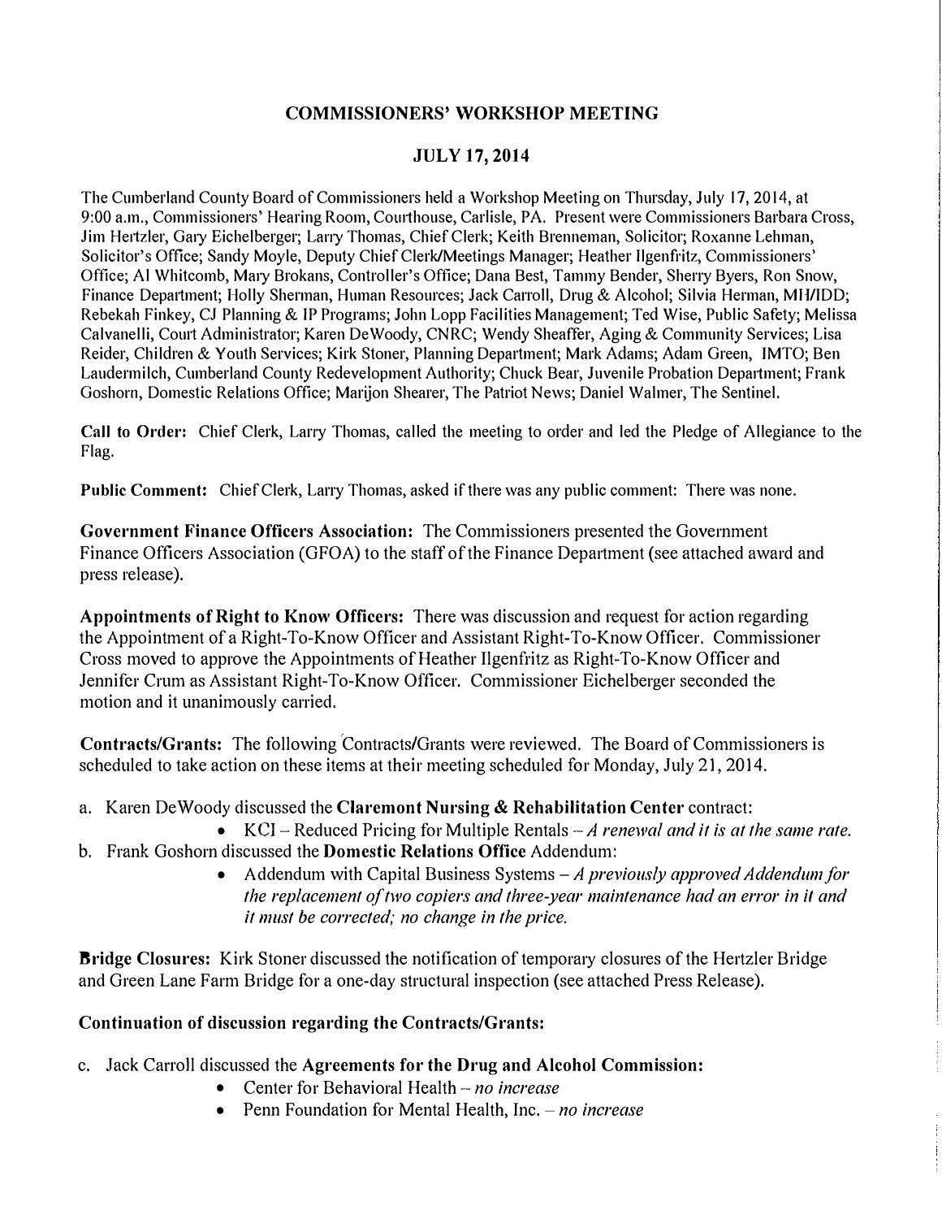# COMMISSIONERS' WORKSHOP MEETING

## JULY 17, 2014

The Cumberland County Board of Commissioners held a Workshop Meeting on Thursday, July 17, 2014, at 9:00 a.m., Commissioners' Hearing Room, Courthouse, Carlisle, PA. Present were Commissioners Barbara Cross, Jim Hertzler, Gary Eichelberger; Larry Thomas, Chief Clerk; Keith Brenneman, Solicitor; Roxanne Lehman, Solicitor's Office; Sandy Moyle, Deputy Chief Clerk/Meetings Manager; Heather Ilgenfritz, Commissioners' Office; Al Whitcomb, Mary Brokans, Controller's Office; Dana Best, Tammy Bender, Sherry Byers, Ron Snow, Finance Department; Holly Sherman, Human Resources; Jack Carroll, Drug & Alcohol; Silvia Herman, MH/IDD; Rebekah Finkey, CJ Planning & IP Programs; John Lopp Facilities Management; Ted Wise, Public Safety; Melissa Calvanelli, Court Administrator; Karen DeWoody, CNRC; Wendy Sheaffer, Aging & Community Services; Lisa Reider, Children & Youth Services; Kirk Stoner, Planning Department; Mark Adams; Adam Green, IMTO; Ben Laudermilch, Cumberland County Redevelopment Authority; Chuck Bear, Juvenile Probation Department; Frank Goshorn, Domestic Relations Office; Marijon Shearer, The Patriot News; Daniel Walmer, The Sentinel.

**Call to Order:** Chief Clerk, Larry Thomas, called the meeting to order and led the Pledge of Allegiance to the Flag.

**Public Comment:** Chief Clerk, Larry Thomas, asked if there was any public comment: There was none.

**Government Finance Officers Association:** The Commissioners presented the Government Finance Officers Association (GFOA) to the staff of the Finance Department (see attached award and press release).

**Appointments of Right to Know Officers:** There was discussion and request for action regarding the Appointment of a Right-To-Know Officer and Assistant Right-To-Know Officer. Commissioner Cross moved to approve the Appointments of Heather Ilgenfritz as Right-To-Know Officer and Jennifer Crum as Assistant Right-To-Know Officer. Commissioner Eichelberger seconded the motion and it unanimously carried.

**Contracts/Grants:** The following Contracts/Grants were reviewed. The Board of Commissioners is scheduled to take action on these items at their meeting scheduled for Monday, July 21, 2014.

a. Karen DeWoody discussed the **Claremont Nursing & Rehabilitation Center** contract:
   - KCI – Reduced Pricing for Multiple Rentals – *A renewal and it is at the same rate.*

b. Frank Goshorn discussed the **Domestic Relations Office** Addendum:
   - Addendum with Capital Business Systems – *A previously approved Addendum for the replacement of two copiers and three-year maintenance had an error in it and it must be corrected; no change in the price.*

**Bridge Closures:** Kirk Stoner discussed the notification of temporary closures of the Hertzler Bridge and Green Lane Farm Bridge for a one-day structural inspection (see attached Press Release).

**Continuation of discussion regarding the Contracts/Grants:**

c. Jack Carroll discussed the **Agreements for the Drug and Alcohol Commission:**
   - Center for Behavioral Health – *no increase*
   - Penn Foundation for Mental Health, Inc. – *no increase*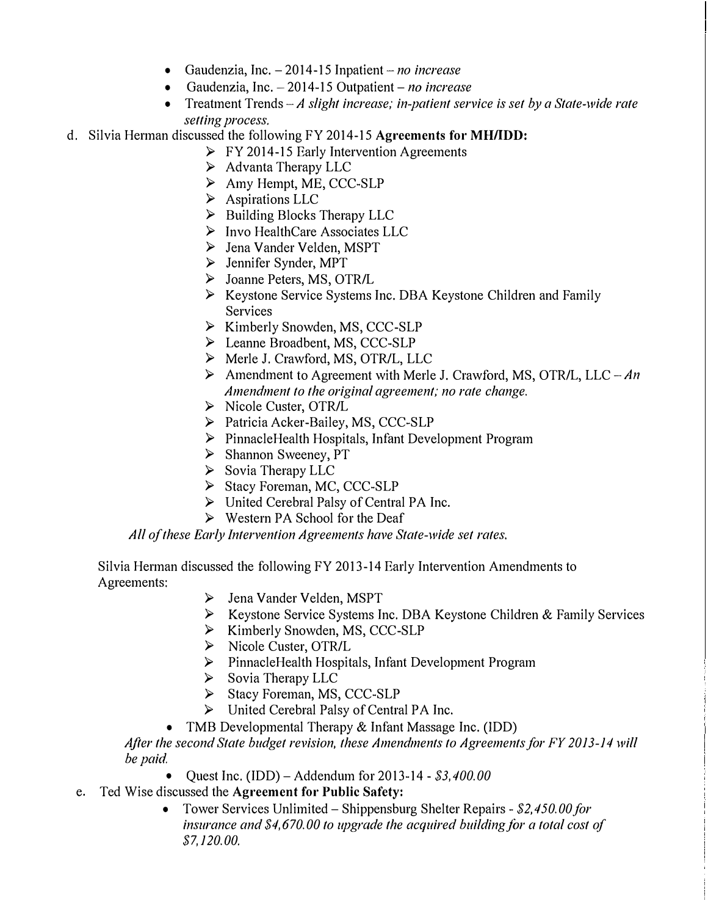- Gaudenzia, Inc. – 2014-15 Inpatient – *no increase*
- Gaudenzia, Inc. – 2014-15 Outpatient – *no increase*
- Treatment Trends – *A slight increase; in-patient service is set by a State-wide rate setting process.*

d. Silvia Herman discussed the following FY 2014-15 **Agreements for MH/IDD:**

- FY 2014-15 Early Intervention Agreements
- Advanta Therapy LLC
- Amy Hempt, ME, CCC-SLP
- Aspirations LLC
- Building Blocks Therapy LLC
- Invo HealthCare Associates LLC
- Jena Vander Velden, MSPT
- Jennifer Synder, MPT
- Joanne Peters, MS, OTR/L
- Keystone Service Systems Inc. DBA Keystone Children and Family Services
- Kimberly Snowden, MS, CCC-SLP
- Leanne Broadbent, MS, CCC-SLP
- Merle J. Crawford, MS, OTR/L, LLC
- Amendment to Agreement with Merle J. Crawford, MS, OTR/L, LLC – *An Amendment to the original agreement; no rate change.*
- Nicole Custer, OTR/L
- Patricia Acker-Bailey, MS, CCC-SLP
- PinnacleHealth Hospitals, Infant Development Program
- Shannon Sweeney, PT
- Sovia Therapy LLC
- Stacy Foreman, MC, CCC-SLP
- United Cerebral Palsy of Central PA Inc.
- Western PA School for the Deaf

*All of these Early Intervention Agreements have State-wide set rates.*

Silvia Herman discussed the following FY 2013-14 Early Intervention Amendments to Agreements:

- Jena Vander Velden, MSPT
- Keystone Service Systems Inc. DBA Keystone Children & Family Services
- Kimberly Snowden, MS, CCC-SLP
- Nicole Custer, OTR/L
- PinnacleHealth Hospitals, Infant Development Program
- Sovia Therapy LLC
- Stacy Foreman, MS, CCC-SLP
- United Cerebral Palsy of Central PA Inc.

- TMB Developmental Therapy & Infant Massage Inc. (IDD)

*After the second State budget revision, these Amendments to Agreements for FY 2013-14 will be paid.*

- Quest Inc. (IDD) – Addendum for 2013-14 - *$3,400.00*

e. Ted Wise discussed the **Agreement for Public Safety:**

- Tower Services Unlimited – Shippensburg Shelter Repairs - *$2,450.00 for insurance and $4,670.00 to upgrade the acquired building for a total cost of $7,120.00.*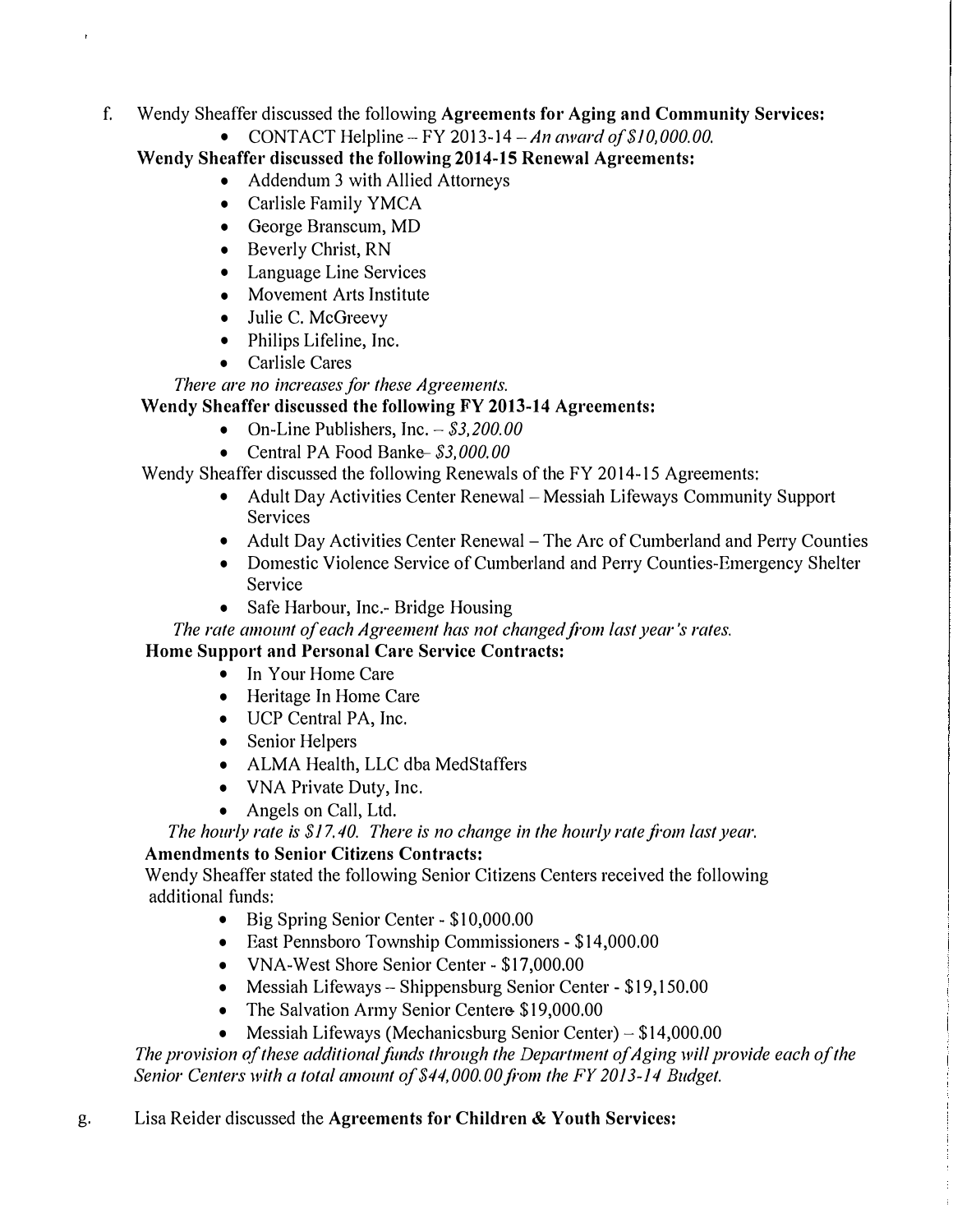f. Wendy Sheaffer discussed the following **Agreements for Aging and Community Services:**

- CONTACT Helpline – FY 2013-14 – *An award of $10,000.00.*

**Wendy Sheaffer discussed the following 2014-15 Renewal Agreements:**

- Addendum 3 with Allied Attorneys
- Carlisle Family YMCA
- George Branscum, MD
- Beverly Christ, RN
- Language Line Services
- Movement Arts Institute
- Julie C. McGreevy
- Philips Lifeline, Inc.
- Carlisle Cares

*There are no increases for these Agreements.*

**Wendy Sheaffer discussed the following FY 2013-14 Agreements:**

- On-Line Publishers, Inc. – *$3,200.00*
- Central PA Food Banke– *$3,000.00*

Wendy Sheaffer discussed the following Renewals of the FY 2014-15 Agreements:

- Adult Day Activities Center Renewal – Messiah Lifeways Community Support Services
- Adult Day Activities Center Renewal – The Arc of Cumberland and Perry Counties
- Domestic Violence Service of Cumberland and Perry Counties-Emergency Shelter Service
- Safe Harbour, Inc.- Bridge Housing

*The rate amount of each Agreement has not changed from last year's rates.*

**Home Support and Personal Care Service Contracts:**

- In Your Home Care
- Heritage In Home Care
- UCP Central PA, Inc.
- Senior Helpers
- ALMA Health, LLC dba MedStaffers
- VNA Private Duty, Inc.
- Angels on Call, Ltd.

*The hourly rate is $17.40. There is no change in the hourly rate from last year.*

**Amendments to Senior Citizens Contracts:**

Wendy Sheaffer stated the following Senior Citizens Centers received the following additional funds:

- Big Spring Senior Center - $10,000.00
- East Pennsboro Township Commissioners - $14,000.00
- VNA-West Shore Senior Center - $17,000.00
- Messiah Lifeways – Shippensburg Senior Center - $19,150.00
- The Salvation Army Senior Centere $19,000.00
- Messiah Lifeways (Mechanicsburg Senior Center) – $14,000.00

*The provision of these additional funds through the Department of Aging will provide each of the Senior Centers with a total amount of $44,000.00 from the FY 2013-14 Budget.*

g. Lisa Reider discussed the **Agreements for Children & Youth Services:**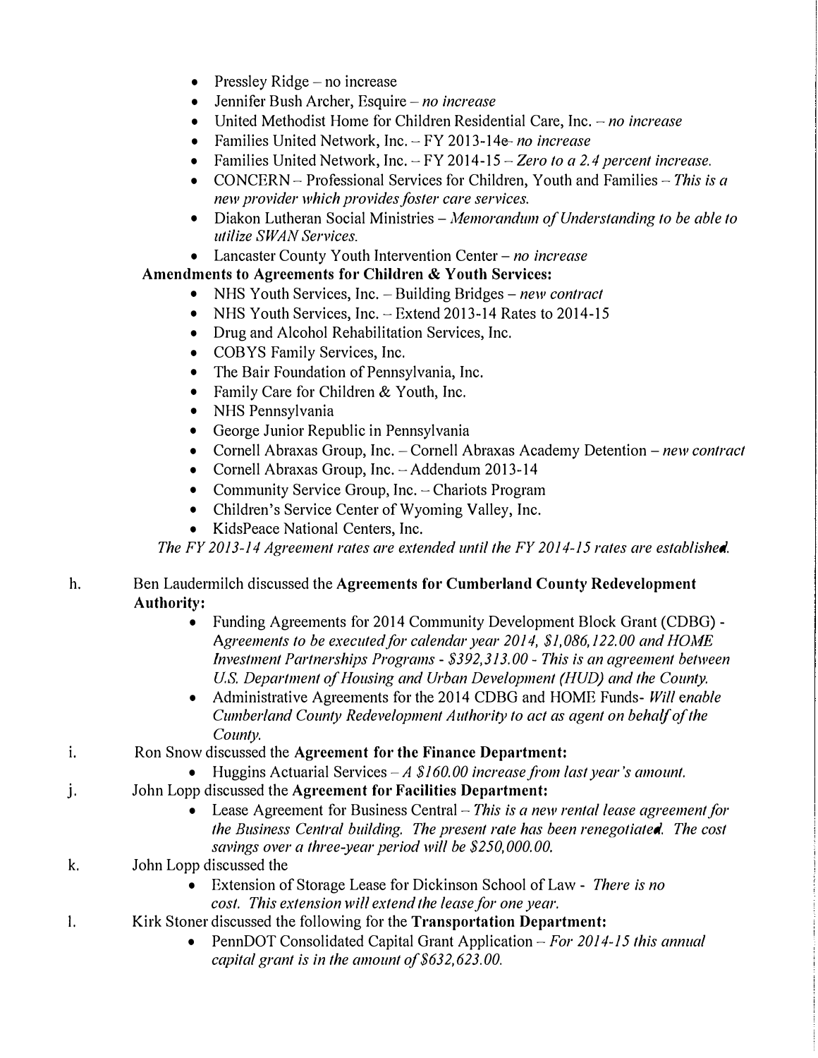- Pressley Ridge – no increase
- Jennifer Bush Archer, Esquire – *no increase*
- United Methodist Home for Children Residential Care, Inc. – *no increase*
- Families United Network, Inc. – FY 2013-14e- *no increase*
- Families United Network, Inc. – FY 2014-15 – *Zero to a 2.4 percent increase.*
- CONCERN – Professional Services for Children, Youth and Families – *This is a new provider which provides foster care services.*
- Diakon Lutheran Social Ministries – *Memorandum of Understanding to be able to utilize SWAN Services.*
- Lancaster County Youth Intervention Center – *no increase*

**Amendments to Agreements for Children & Youth Services:**

- NHS Youth Services, Inc. – Building Bridges – *new contract*
- NHS Youth Services, Inc. – Extend 2013-14 Rates to 2014-15
- Drug and Alcohol Rehabilitation Services, Inc.
- COBYS Family Services, Inc.
- The Bair Foundation of Pennsylvania, Inc.
- Family Care for Children & Youth, Inc.
- NHS Pennsylvania
- George Junior Republic in Pennsylvania
- Cornell Abraxas Group, Inc. – Cornell Abraxas Academy Detention – *new contract*
- Cornell Abraxas Group, Inc. – Addendum 2013-14
- Community Service Group, Inc. – Chariots Program
- Children's Service Center of Wyoming Valley, Inc.
- KidsPeace National Centers, Inc.

*The FY 2013-14 Agreement rates are extended until the FY 2014-15 rates are established.*

h. Ben Laudermilch discussed the **Agreements for Cumberland County Redevelopment Authority:**

- Funding Agreements for 2014 Community Development Block Grant (CDBG) - *Agreements to be executed for calendar year 2014, $1,086,122.00 and HOME Investment Partnerships Programs - $392,313.00 - This is an agreement between U.S. Department of Housing and Urban Development (HUD) and the County.*
- Administrative Agreements for the 2014 CDBG and HOME Funds- *Will enable Cumberland County Redevelopment Authority to act as agent on behalf of the County.*

i. Ron Snow discussed the **Agreement for the Finance Department:**

- Huggins Actuarial Services – *A $160.00 increase from last year's amount.*

j. John Lopp discussed the **Agreement for Facilities Department:**

- Lease Agreement for Business Central – *This is a new rental lease agreement for the Business Central building. The present rate has been renegotiated. The cost savings over a three-year period will be $250,000.00.*

k. John Lopp discussed the

- Extension of Storage Lease for Dickinson School of Law - *There is no cost. This extension will extend the lease for one year.*

l. Kirk Stoner discussed the following for the **Transportation Department:**

- PennDOT Consolidated Capital Grant Application – *For 2014-15 this annual capital grant is in the amount of $632,623.00.*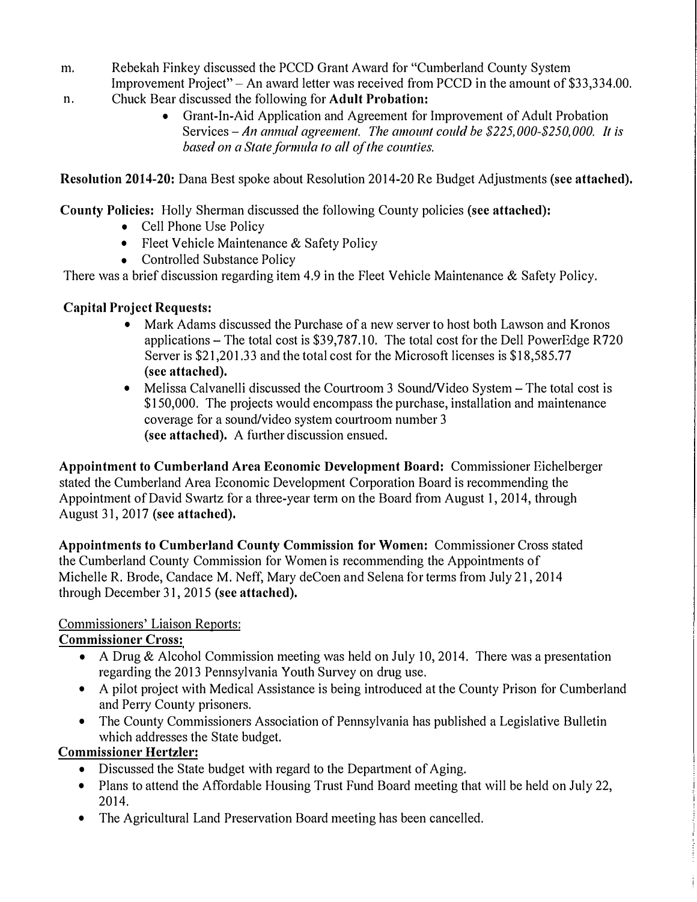m. Rebekah Finkey discussed the PCCD Grant Award for "Cumberland County System Improvement Project" – An award letter was received from PCCD in the amount of $33,334.00.

n. Chuck Bear discussed the following for **Adult Probation:**

- Grant-In-Aid Application and Agreement for Improvement of Adult Probation Services – *An annual agreement. The amount could be $225,000-$250,000. It is based on a State formula to all of the counties.*

**Resolution 2014-20:** Dana Best spoke about Resolution 2014-20 Re Budget Adjustments **(see attached).**

**County Policies:** Holly Sherman discussed the following County policies **(see attached):**

- Cell Phone Use Policy
- Fleet Vehicle Maintenance & Safety Policy
- Controlled Substance Policy

There was a brief discussion regarding item 4.9 in the Fleet Vehicle Maintenance & Safety Policy.

**Capital Project Requests:**

- Mark Adams discussed the Purchase of a new server to host both Lawson and Kronos applications – The total cost is $39,787.10. The total cost for the Dell PowerEdge R720 Server is $21,201.33 and the total cost for the Microsoft licenses is $18,585.77 **(see attached).**
- Melissa Calvanelli discussed the Courtroom 3 Sound/Video System – The total cost is $150,000. The projects would encompass the purchase, installation and maintenance coverage for a sound/video system courtroom number 3 **(see attached).** A further discussion ensued.

**Appointment to Cumberland Area Economic Development Board:** Commissioner Eichelberger stated the Cumberland Area Economic Development Corporation Board is recommending the Appointment of David Swartz for a three-year term on the Board from August 1, 2014, through August 31, 2017 **(see attached).**

**Appointments to Cumberland County Commission for Women:** Commissioner Cross stated the Cumberland County Commission for Women is recommending the Appointments of Michelle R. Brode, Candace M. Neff, Mary deCoen and Selena for terms from July 21, 2014 through December 31, 2015 **(see attached).**

<u>Commissioners' Liaison Reports:</u>

**<u>Commissioner Cross:</u>**

- A Drug & Alcohol Commission meeting was held on July 10, 2014. There was a presentation regarding the 2013 Pennsylvania Youth Survey on drug use.
- A pilot project with Medical Assistance is being introduced at the County Prison for Cumberland and Perry County prisoners.
- The County Commissioners Association of Pennsylvania has published a Legislative Bulletin which addresses the State budget.

**<u>Commissioner Hertzler:</u>**

- Discussed the State budget with regard to the Department of Aging.
- Plans to attend the Affordable Housing Trust Fund Board meeting that will be held on July 22, 2014.
- The Agricultural Land Preservation Board meeting has been cancelled.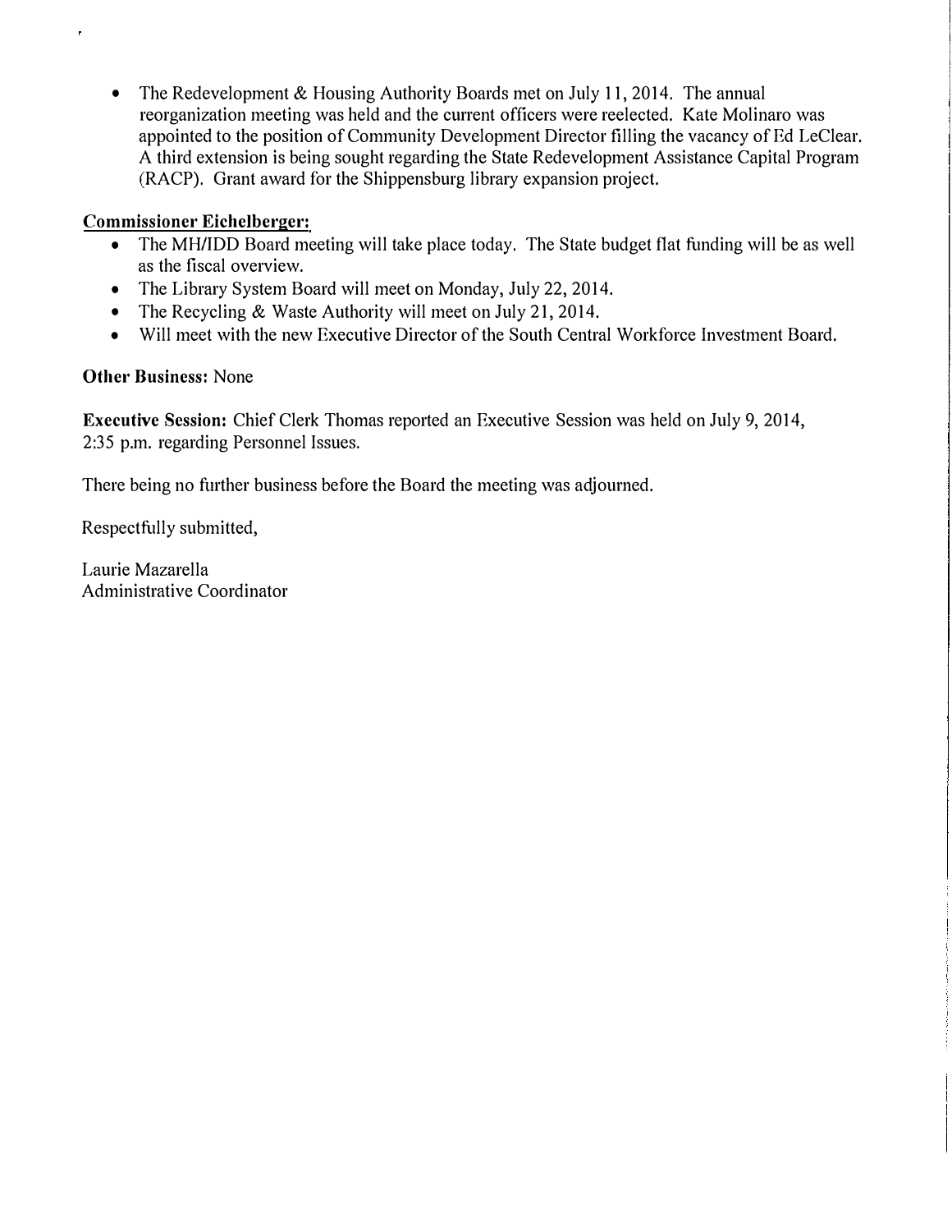- The Redevelopment & Housing Authority Boards met on July 11, 2014. The annual reorganization meeting was held and the current officers were reelected. Kate Molinaro was appointed to the position of Community Development Director filling the vacancy of Ed LeClear. A third extension is being sought regarding the State Redevelopment Assistance Capital Program (RACP). Grant award for the Shippensburg library expansion project.

**Commissioner Eichelberger:**

- The MH/IDD Board meeting will take place today. The State budget flat funding will be as well as the fiscal overview.
- The Library System Board will meet on Monday, July 22, 2014.
- The Recycling & Waste Authority will meet on July 21, 2014.
- Will meet with the new Executive Director of the South Central Workforce Investment Board.

**Other Business:** None

**Executive Session:** Chief Clerk Thomas reported an Executive Session was held on July 9, 2014, 2:35 p.m. regarding Personnel Issues.

There being no further business before the Board the meeting was adjourned.

Respectfully submitted,

Laurie Mazarella
Administrative Coordinator